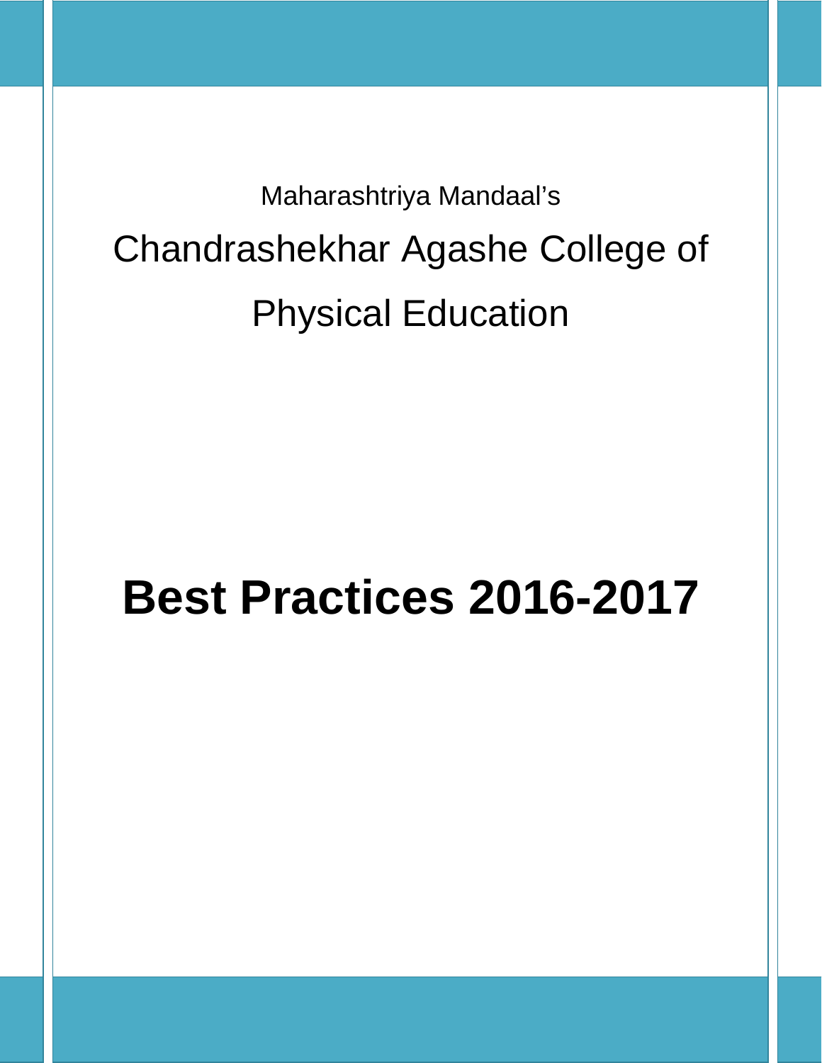Maharashtriya Mandaal's

# Chandrashekhar Agashe College of Physical Education

# **Best Practices 2016-2017**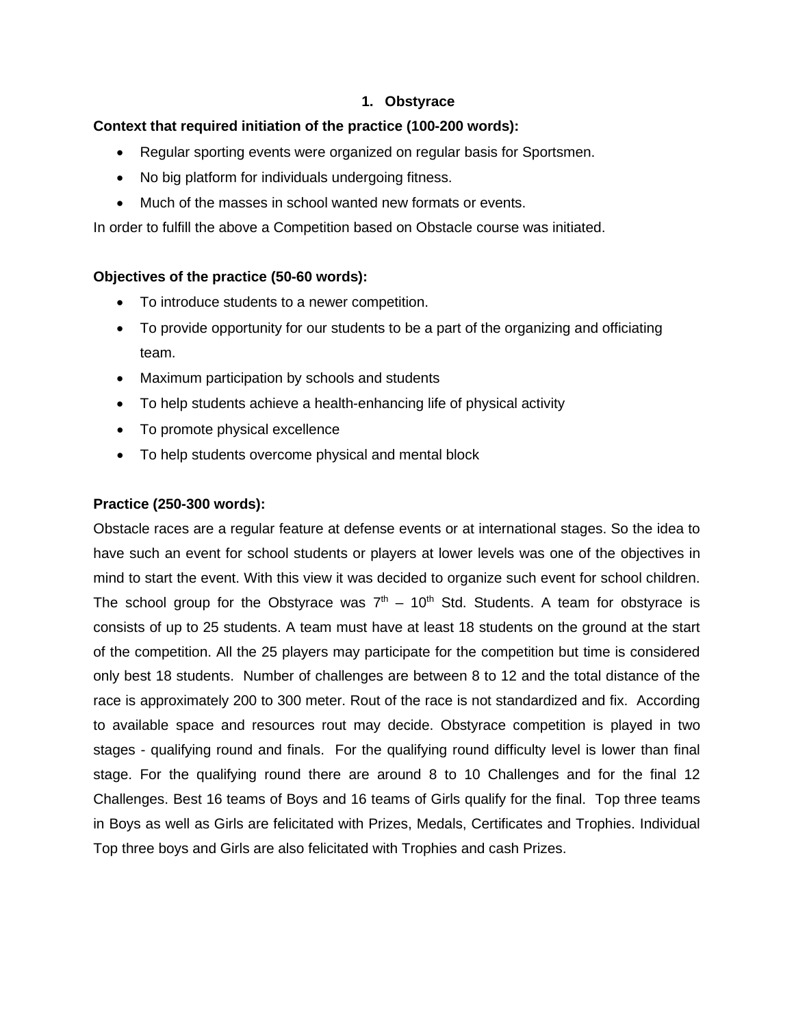## 1. Obstyrace

**Context that required initiation of the practice (100-200 words):**

- Regular sporting events were organized on regular basis for Sportsmen.
- No big platform for individuals undergoing fitness.
- Much of the masses in school wanted new formats or events.

In order to fulfill the above a Competition based on Obstacle course was initiated.

**Objectives of the practice (50-60 words):**

- To introduce students to a newer competition.
- To provide opportunity for our students to be a part of the organizing and officiating team.
- Maximum participation by schools and students
- To help students achieve a health-enhancing life of physical activity
- To promote physical excellence
- To help students overcome physical and mental block

**Practice (250-300 words):**

Obstacle races are a regular feature at defense events or at international stages. So the idea to have such an event for school students or players at lower levels was one of the objectives in mind to start the event. With this view it was decided to organize such event for school children. The school group for the Obstyrace was 7th – 10th Std. Students. A team for obstyrace is consists of up to 25 students. A team must have at least 18 students on the ground at the start of the competition. All the 25 players may participate for the competition but time is considered only best 18 students. Number of challenges are between 8 to 12 and the total distance of the race is approximately 200 to 300 meter. Rout of the race is not standardized and fix. According to available space and resources rout may decide. Obstyrace competition is played in two stages - qualifying round and finals. For the qualifying round difficulty level is lower than final stage. For the qualifying round there are around 8 to 10 Challenges and for the final 12 Challenges. Best 16 teams of Boys and 16 teams of Girls qualify for the final. Top three teams in Boys as well as Girls are felicitated with Prizes, Medals, Certificates and Trophies. Individual Top three boys and Girls are also felicitated with Trophies and cash Prizes.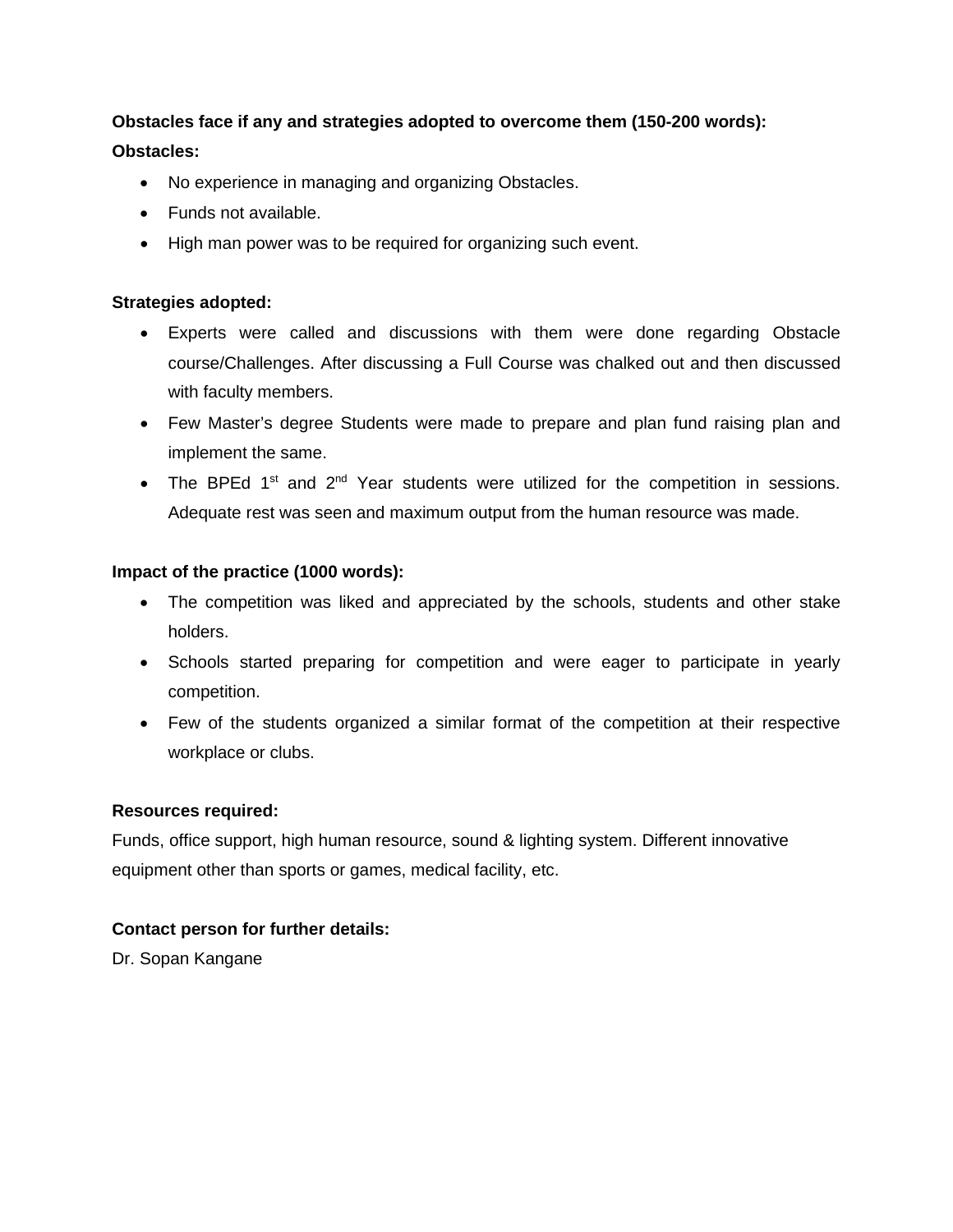**Obstacles face if any and strategies adopted to overcome them (150-200 words):**

**Obstacles:**

- No experience in managing and organizing Obstacles.
- Funds not available.
- High man power was to be required for organizing such event.

**Strategies adopted:**

- Experts were called and discussions with them were done regarding Obstacle course/Challenges. After discussing a Full Course was chalked out and then discussed with faculty members.
- Few Master's degree Students were made to prepare and plan fund raising plan and implement the same.
- The BPEd 1st and 2nd Year students were utilized for the competition in sessions. Adequate rest was seen and maximum output from the human resource was made.

**Impact of the practice (1000 words):**

- The competition was liked and appreciated by the schools, students and other stake holders.
- Schools started preparing for competition and were eager to participate in yearly competition.
- Few of the students organized a similar format of the competition at their respective workplace or clubs.

**Resources required:**

Funds, office support, high human resource, sound & lighting system. Different innovative equipment other than sports or games, medical facility, etc.

**Contact person for further details:**

Dr. Sopan Kangane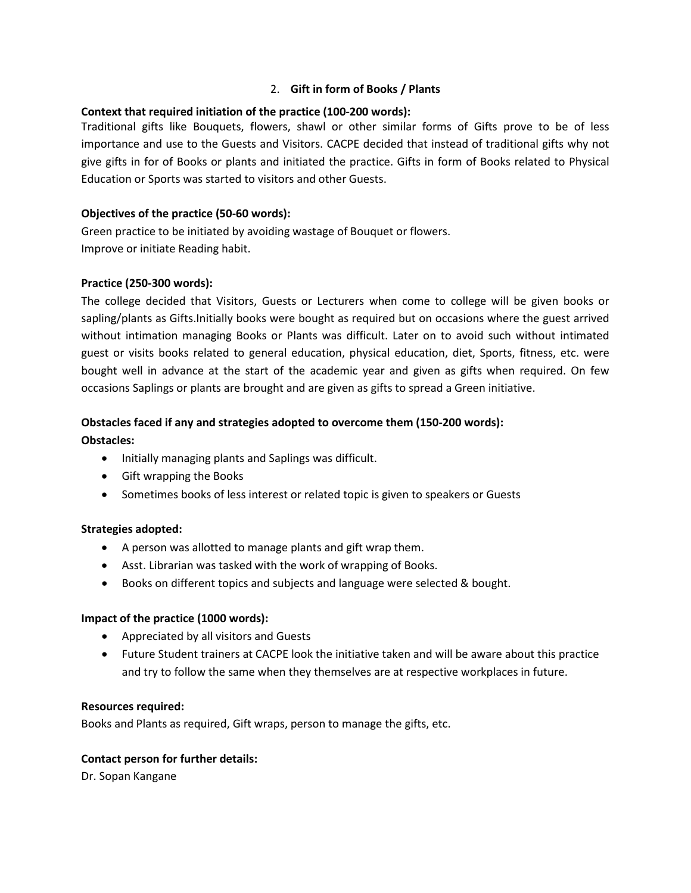## 2. **Gift in form of Books / Plants**

**Context that required initiation of the practice (100-200 words):**

Traditional gifts like Bouquets, flowers, shawl or other similar forms of Gifts prove to be of less importance and use to the Guests and Visitors. CACPE decided that instead of traditional gifts why not give gifts in for of Books or plants and initiated the practice. Gifts in form of Books related to Physical Education or Sports was started to visitors and other Guests.

**Objectives of the practice (50-60 words):**

Green practice to be initiated by avoiding wastage of Bouquet or flowers.
Improve or initiate Reading habit.

**Practice (250-300 words):**

The college decided that Visitors, Guests or Lecturers when come to college will be given books or sapling/plants as Gifts.Initially books were bought as required but on occasions where the guest arrived without intimation managing Books or Plants was difficult. Later on to avoid such without intimated guest or visits books related to general education, physical education, diet, Sports, fitness, etc. were bought well in advance at the start of the academic year and given as gifts when required. On few occasions Saplings or plants are brought and are given as gifts to spread a Green initiative.

**Obstacles faced if any and strategies adopted to overcome them (150-200 words):**

**Obstacles:**

- Initially managing plants and Saplings was difficult.
- Gift wrapping the Books
- Sometimes books of less interest or related topic is given to speakers or Guests

**Strategies adopted:**

- A person was allotted to manage plants and gift wrap them.
- Asst. Librarian was tasked with the work of wrapping of Books.
- Books on different topics and subjects and language were selected & bought.

**Impact of the practice (1000 words):**

- Appreciated by all visitors and Guests
- Future Student trainers at CACPE look the initiative taken and will be aware about this practice and try to follow the same when they themselves are at respective workplaces in future.

**Resources required:**

Books and Plants as required, Gift wraps, person to manage the gifts, etc.

**Contact person for further details:**

Dr. Sopan Kangane